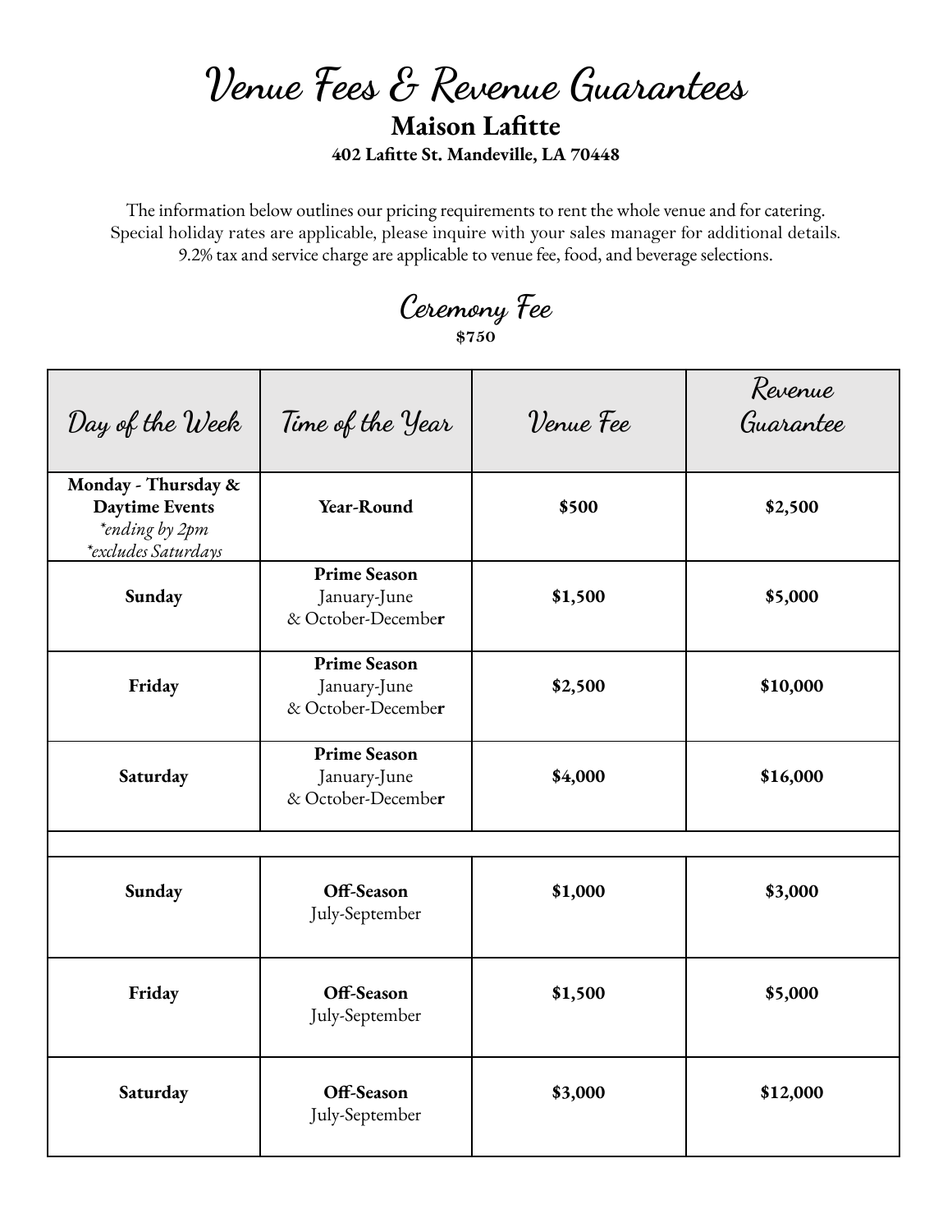# Venue Fees & Revenue Guarantees

## Maison Lafitte

**402 Lafitte St. Mandeville, LA 70448**

The information below outlines our pricing requirements to rent the whole venue and for catering. Special holiday rates are applicable, please inquire with your sales manager for additional details. 9.2% tax and service charge are applicable to venue fee, food, and beverage selections.

## Ceremony Fee

**$750**

| Day of the Week | Time of the Year | Venue Fee | Revenue Guarantee |
|---|---|---|---|
| **Monday - Thursday & Daytime Events** *\*ending by 2pm* *\*excludes Saturdays* | **Year-Round** | **$500** | **$2,500** |
| **Sunday** | **Prime Season** January-June & October-December | **$1,500** | **$5,000** |
| **Friday** | **Prime Season** January-June & October-December | **$2,500** | **$10,000** |
| **Saturday** | **Prime Season** January-June & October-December | **$4,000** | **$16,000** |
| | | | |
| **Sunday** | **Off-Season** July-September | **$1,000** | **$3,000** |
| **Friday** | **Off-Season** July-September | **$1,500** | **$5,000** |
| **Saturday** | **Off-Season** July-September | **$3,000** | **$12,000** |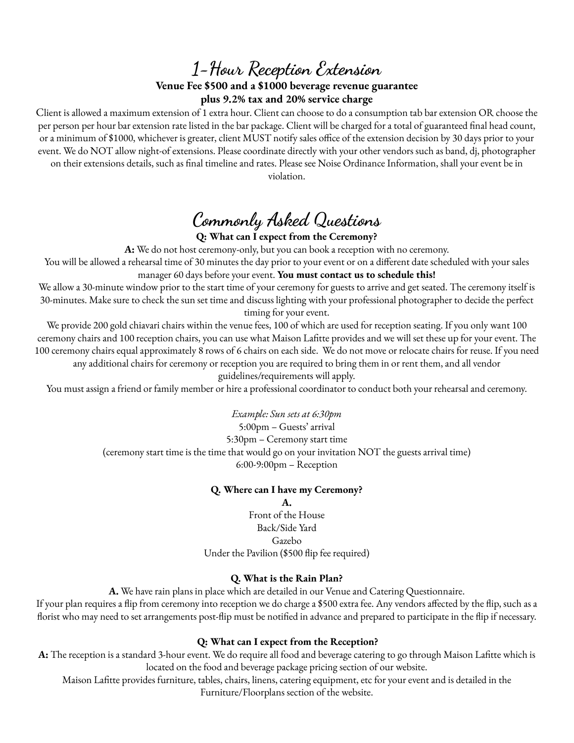## 1-Hour Reception Extension

**Venue Fee $500 and a $1000 beverage revenue guarantee**
**plus 9.2% tax and 20% service charge**

Client is allowed a maximum extension of 1 extra hour. Client can choose to do a consumption tab bar extension OR choose the per person per hour bar extension rate listed in the bar package. Client will be charged for a total of guaranteed final head count, or a minimum of $1000, whichever is greater, client MUST notify sales office of the extension decision by 30 days prior to your event. We do NOT allow night-of extensions. Please coordinate directly with your other vendors such as band, dj, photographer on their extensions details, such as final timeline and rates. Please see Noise Ordinance Information, shall your event be in violation.

## Commonly Asked Questions

**Q: What can I expect from the Ceremony?**

**A:** We do not host ceremony-only, but you can book a reception with no ceremony.

You will be allowed a rehearsal time of 30 minutes the day prior to your event or on a different date scheduled with your sales manager 60 days before your event. **You must contact us to schedule this!**

We allow a 30-minute window prior to the start time of your ceremony for guests to arrive and get seated. The ceremony itself is 30-minutes. Make sure to check the sun set time and discuss lighting with your professional photographer to decide the perfect timing for your event.

We provide 200 gold chiavari chairs within the venue fees, 100 of which are used for reception seating. If you only want 100 ceremony chairs and 100 reception chairs, you can use what Maison Lafitte provides and we will set these up for your event. The 100 ceremony chairs equal approximately 8 rows of 6 chairs on each side. We do not move or relocate chairs for reuse. If you need any additional chairs for ceremony or reception you are required to bring them in or rent them, and all vendor guidelines/requirements will apply.

You must assign a friend or family member or hire a professional coordinator to conduct both your rehearsal and ceremony.

*Example: Sun sets at 6:30pm*
5:00pm – Guests' arrival
5:30pm – Ceremony start time
(ceremony start time is the time that would go on your invitation NOT the guests arrival time)
6:00-9:00pm – Reception

**Q. Where can I have my Ceremony?**

**A.**
Front of the House
Back/Side Yard
Gazebo
Under the Pavilion ($500 flip fee required)

**Q. What is the Rain Plan?**

**A.** We have rain plans in place which are detailed in our Venue and Catering Questionnaire.
If your plan requires a flip from ceremony into reception we do charge a $500 extra fee. Any vendors affected by the flip, such as a florist who may need to set arrangements post-flip must be notified in advance and prepared to participate in the flip if necessary.

**Q: What can I expect from the Reception?**

**A:** The reception is a standard 3-hour event. We do require all food and beverage catering to go through Maison Lafitte which is located on the food and beverage package pricing section of our website.
Maison Lafitte provides furniture, tables, chairs, linens, catering equipment, etc for your event and is detailed in the Furniture/Floorplans section of the website.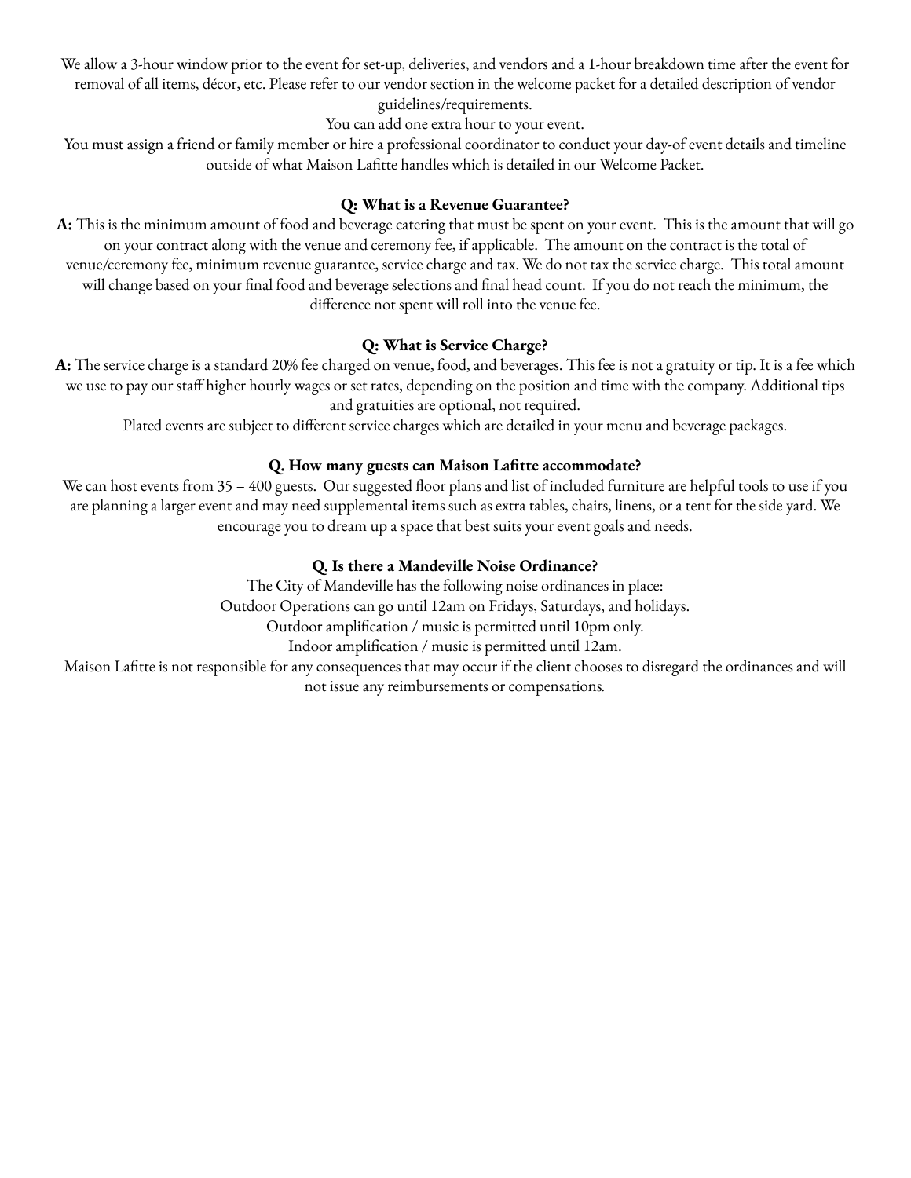We allow a 3-hour window prior to the event for set-up, deliveries, and vendors and a 1-hour breakdown time after the event for removal of all items, décor, etc. Please refer to our vendor section in the welcome packet for a detailed description of vendor guidelines/requirements.

You can add one extra hour to your event.

You must assign a friend or family member or hire a professional coordinator to conduct your day-of event details and timeline outside of what Maison Lafitte handles which is detailed in our Welcome Packet.

**Q: What is a Revenue Guarantee?**

**A:** This is the minimum amount of food and beverage catering that must be spent on your event. This is the amount that will go on your contract along with the venue and ceremony fee, if applicable. The amount on the contract is the total of venue/ceremony fee, minimum revenue guarantee, service charge and tax. We do not tax the service charge. This total amount will change based on your final food and beverage selections and final head count. If you do not reach the minimum, the difference not spent will roll into the venue fee.

**Q: What is Service Charge?**

**A:** The service charge is a standard 20% fee charged on venue, food, and beverages. This fee is not a gratuity or tip. It is a fee which we use to pay our staff higher hourly wages or set rates, depending on the position and time with the company. Additional tips and gratuities are optional, not required.

Plated events are subject to different service charges which are detailed in your menu and beverage packages.

**Q. How many guests can Maison Lafitte accommodate?**

We can host events from 35 – 400 guests. Our suggested floor plans and list of included furniture are helpful tools to use if you are planning a larger event and may need supplemental items such as extra tables, chairs, linens, or a tent for the side yard. We encourage you to dream up a space that best suits your event goals and needs.

**Q. Is there a Mandeville Noise Ordinance?**

The City of Mandeville has the following noise ordinances in place:

Outdoor Operations can go until 12am on Fridays, Saturdays, and holidays.

Outdoor amplification / music is permitted until 10pm only.

Indoor amplification / music is permitted until 12am.

Maison Lafitte is not responsible for any consequences that may occur if the client chooses to disregard the ordinances and will not issue any reimbursements or compensations.